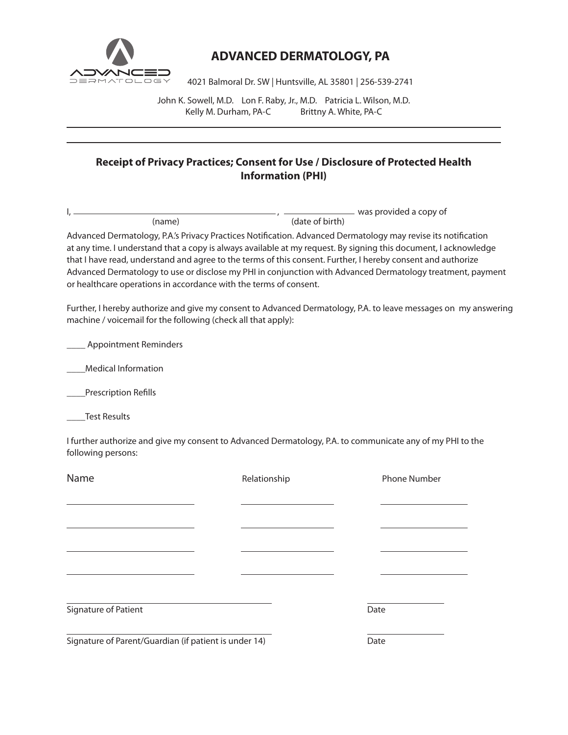# ADVANCED DERMATOLOGY, PA

4021 Balmoral Dr. SW | Huntsville, AL 35801 | 256-539-2741

John K. Sowell, M.D. Lon F. Raby, Jr., M.D. Patricia L. Wilson, M.D.
Kelly M. Durham, PA-C Brittny A. White, PA-C

---

## Receipt of Privacy Practices; Consent for Use / Disclosure of Protected Health Information (PHI)

I, ______________________________ (name), ______________ (date of birth) was provided a copy of Advanced Dermatology, P.A.'s Privacy Practices Notification. Advanced Dermatology may revise its notification at any time. I understand that a copy is always available at my request. By signing this document, I acknowledge that I have read, understand and agree to the terms of this consent. Further, I hereby consent and authorize Advanced Dermatology to use or disclose my PHI in conjunction with Advanced Dermatology treatment, payment or healthcare operations in accordance with the terms of consent.

Further, I hereby authorize and give my consent to Advanced Dermatology, P.A. to leave messages on my answering machine / voicemail for the following (check all that apply):

____ Appointment Reminders

____Medical Information

____Prescription Refills

____Test Results

I further authorize and give my consent to Advanced Dermatology, P.A. to communicate any of my PHI to the following persons:

| Name | Relationship | Phone Number |
|---|---|---|
| | | |
| | | |
| | | |
| | | |

______________________________ Signature of Patient ______________ Date

______________________________ Signature of Parent/Guardian (if patient is under 14) ______________ Date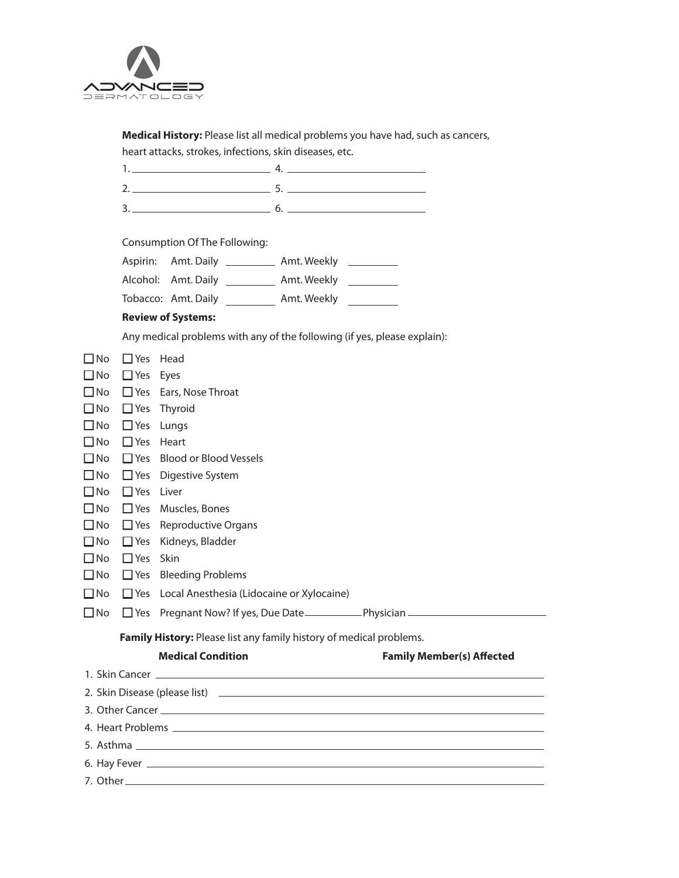ADVANCED DERMATOLOGY

**Medical History:** Please list all medical problems you have had, such as cancers, heart attacks, strokes, infections, skin diseases, etc.

1. ______________________ 4. ______________________
2. ______________________ 5. ______________________
3. ______________________ 6. ______________________

Consumption Of The Following:

Aspirin: Amt. Daily ________ Amt. Weekly ________

Alcohol: Amt. Daily ________ Amt. Weekly ________

Tobacco: Amt. Daily ________ Amt. Weekly ________

**Review of Systems:**

Any medical problems with any of the following (if yes, please explain):

- ☐ No ☐ Yes Head
- ☐ No ☐ Yes Eyes
- ☐ No ☐ Yes Ears, Nose Throat
- ☐ No ☐ Yes Thyroid
- ☐ No ☐ Yes Lungs
- ☐ No ☐ Yes Heart
- ☐ No ☐ Yes Blood or Blood Vessels
- ☐ No ☐ Yes Digestive System
- ☐ No ☐ Yes Liver
- ☐ No ☐ Yes Muscles, Bones
- ☐ No ☐ Yes Reproductive Organs
- ☐ No ☐ Yes Kidneys, Bladder
- ☐ No ☐ Yes Skin
- ☐ No ☐ Yes Bleeding Problems
- ☐ No ☐ Yes Local Anesthesia (Lidocaine or Xylocaine)
- ☐ No ☐ Yes Pregnant Now? If yes, Due Date __________ Physician ______________________

**Family History:** Please list any family history of medical problems.

| **Medical Condition** | **Family Member(s) Affected** |
|---|---|
| 1. Skin Cancer | |
| 2. Skin Disease (please list) | |
| 3. Other Cancer | |
| 4. Heart Problems | |
| 5. Asthma | |
| 6. Hay Fever | |
| 7. Other | |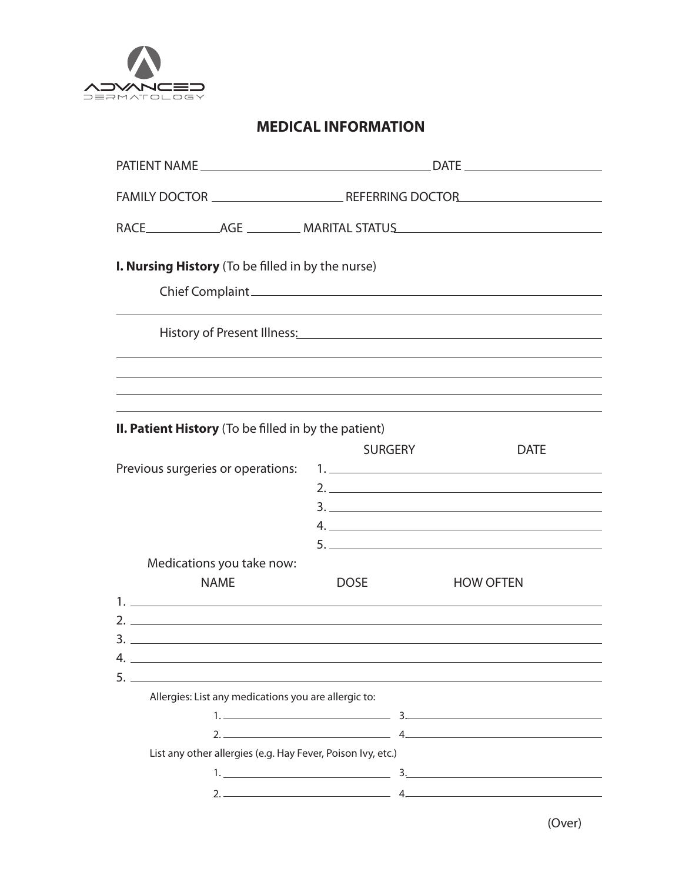ADVANCED DERMATOLOGY

# MEDICAL INFORMATION

PATIENT NAME ______________________________ DATE ________________

FAMILY DOCTOR __________________ REFERRING DOCTOR __________________

RACE __________ AGE ________ MARITAL STATUS ______________________

**I. Nursing History** (To be filled in by the nurse)

Chief Complaint ____________________________________________

_____________________________________________________________

History of Present Illness: __________________________________

_____________________________________________________________

_____________________________________________________________

_____________________________________________________________

_____________________________________________________________

**II. Patient History** (To be filled in by the patient)

Previous surgeries or operations:

| | SURGERY | DATE |
|---|---|---|
| 1. | | |
| 2. | | |
| 3. | | |
| 4. | | |
| 5. | | |

Medications you take now:

| | NAME | DOSE | HOW OFTEN |
|---|---|---|---|
| 1. | | | |
| 2. | | | |
| 3. | | | |
| 4. | | | |
| 5. | | | |

Allergies: List any medications you are allergic to:

1. ____________________ 3. ____________________

2. ____________________ 4. ____________________

List any other allergies (e.g. Hay Fever, Poison Ivy, etc.)

1. ____________________ 3. ____________________

2. ____________________ 4. ____________________

(Over)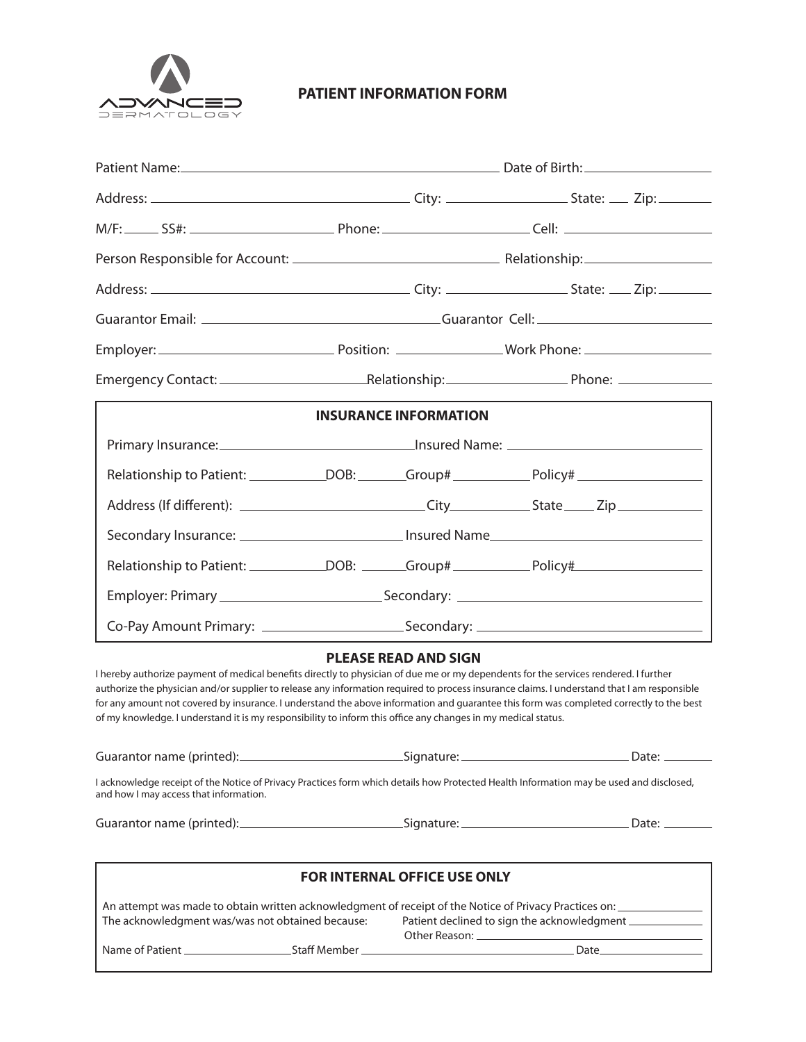ADVANCED DERMATOLOGY

# PATIENT INFORMATION FORM

Patient Name:______________________________ Date of Birth:______________

Address: ______________________________ City: ______________ State: ___ Zip: _______

M/F: _____ SS#: ________________ Phone: ________________ Cell: ________________

Person Responsible for Account: ______________________________ Relationship: ______________

Address: ______________________________ City: ______________ State: ___ Zip: _______

Guarantor Email: ______________________________ Guarantor Cell: ________________

Employer: ____________________ Position: ______________ Work Phone: ________________

Emergency Contact: ________________ Relationship: ______________ Phone: ____________

## INSURANCE INFORMATION

Primary Insurance: ______________________ Insured Name: ______________________

Relationship to Patient: __________ DOB: ______ Group# __________ Policy# ______________

Address (If different): ______________________ City __________ State ____ Zip __________

Secondary Insurance: ______________________ Insured Name ______________________

Relationship to Patient: __________ DOB: ______ Group# __________ Policy# ______________

Employer: Primary ______________________ Secondary: ______________________

Co-Pay Amount Primary: ______________________ Secondary: ______________________

## PLEASE READ AND SIGN

I hereby authorize payment of medical benefits directly to physician of due me or my dependents for the services rendered. I further authorize the physician and/or supplier to release any information required to process insurance claims. I understand that I am responsible for any amount not covered by insurance. I understand the above information and guarantee this form was completed correctly to the best of my knowledge. I understand it is my responsibility to inform this office any changes in my medical status.

Guarantor name (printed): ______________________ Signature: ______________________ Date: ________

I acknowledge receipt of the Notice of Privacy Practices form which details how Protected Health Information may be used and disclosed, and how I may access that information.

Guarantor name (printed): ______________________ Signature: ______________________ Date: ________

## FOR INTERNAL OFFICE USE ONLY

An attempt was made to obtain written acknowledgment of receipt of the Notice of Privacy Practices on: ____________

The acknowledgment was/was not obtained because: Patient declined to sign the acknowledgment ____________

Other Reason: ______________________

Name of Patient ________________ Staff Member ______________________ Date ______________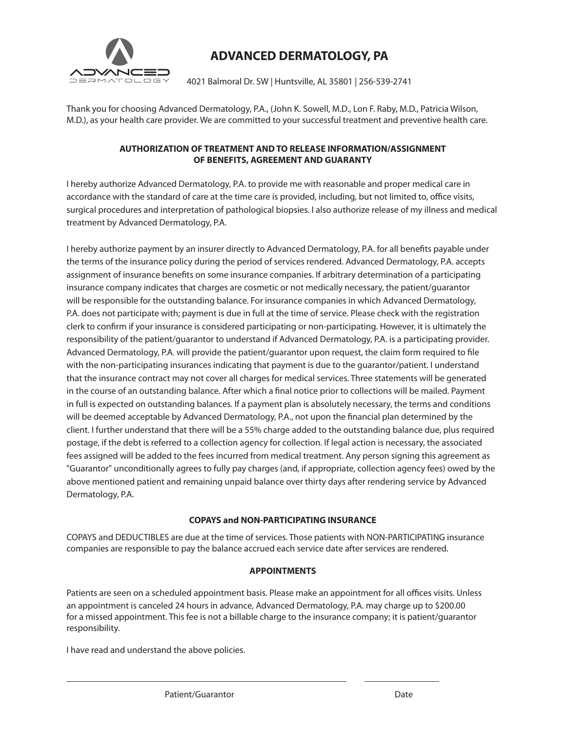# ADVANCED DERMATOLOGY, PA

4021 Balmoral Dr. SW | Huntsville, AL 35801 | 256-539-2741

Thank you for choosing Advanced Dermatology, P.A., (John K. Sowell, M.D., Lon F. Raby, M.D., Patricia Wilson, M.D.), as your health care provider. We are committed to your successful treatment and preventive health care.

**AUTHORIZATION OF TREATMENT AND TO RELEASE INFORMATION/ASSIGNMENT OF BENEFITS, AGREEMENT AND GUARANTY**

I hereby authorize Advanced Dermatology, P.A. to provide me with reasonable and proper medical care in accordance with the standard of care at the time care is provided, including, but not limited to, office visits, surgical procedures and interpretation of pathological biopsies. I also authorize release of my illness and medical treatment by Advanced Dermatology, P.A.

I hereby authorize payment by an insurer directly to Advanced Dermatology, P.A. for all benefits payable under the terms of the insurance policy during the period of services rendered. Advanced Dermatology, P.A. accepts assignment of insurance benefits on some insurance companies. If arbitrary determination of a participating insurance company indicates that charges are cosmetic or not medically necessary, the patient/guarantor will be responsible for the outstanding balance. For insurance companies in which Advanced Dermatology, P.A. does not participate with; payment is due in full at the time of service. Please check with the registration clerk to confirm if your insurance is considered participating or non-participating. However, it is ultimately the responsibility of the patient/guarantor to understand if Advanced Dermatology, P.A. is a participating provider. Advanced Dermatology, P.A. will provide the patient/guarantor upon request, the claim form required to file with the non-participating insurances indicating that payment is due to the guarantor/patient. I understand that the insurance contract may not cover all charges for medical services. Three statements will be generated in the course of an outstanding balance. After which a final notice prior to collections will be mailed. Payment in full is expected on outstanding balances. If a payment plan is absolutely necessary, the terms and conditions will be deemed acceptable by Advanced Dermatology, P.A., not upon the financial plan determined by the client. I further understand that there will be a 55% charge added to the outstanding balance due, plus required postage, if the debt is referred to a collection agency for collection. If legal action is necessary, the associated fees assigned will be added to the fees incurred from medical treatment. Any person signing this agreement as "Guarantor" unconditionally agrees to fully pay charges (and, if appropriate, collection agency fees) owed by the above mentioned patient and remaining unpaid balance over thirty days after rendering service by Advanced Dermatology, P.A.

**COPAYS and NON-PARTICIPATING INSURANCE**

COPAYS and DEDUCTIBLES are due at the time of services. Those patients with NON-PARTICIPATING insurance companies are responsible to pay the balance accrued each service date after services are rendered.

**APPOINTMENTS**

Patients are seen on a scheduled appointment basis. Please make an appointment for all offices visits. Unless an appointment is canceled 24 hours in advance, Advanced Dermatology, P.A. may charge up to $200.00 for a missed appointment. This fee is not a billable charge to the insurance company; it is patient/guarantor responsibility.

I have read and understand the above policies.

_______________________________________ Patient/Guarantor

_______________ Date